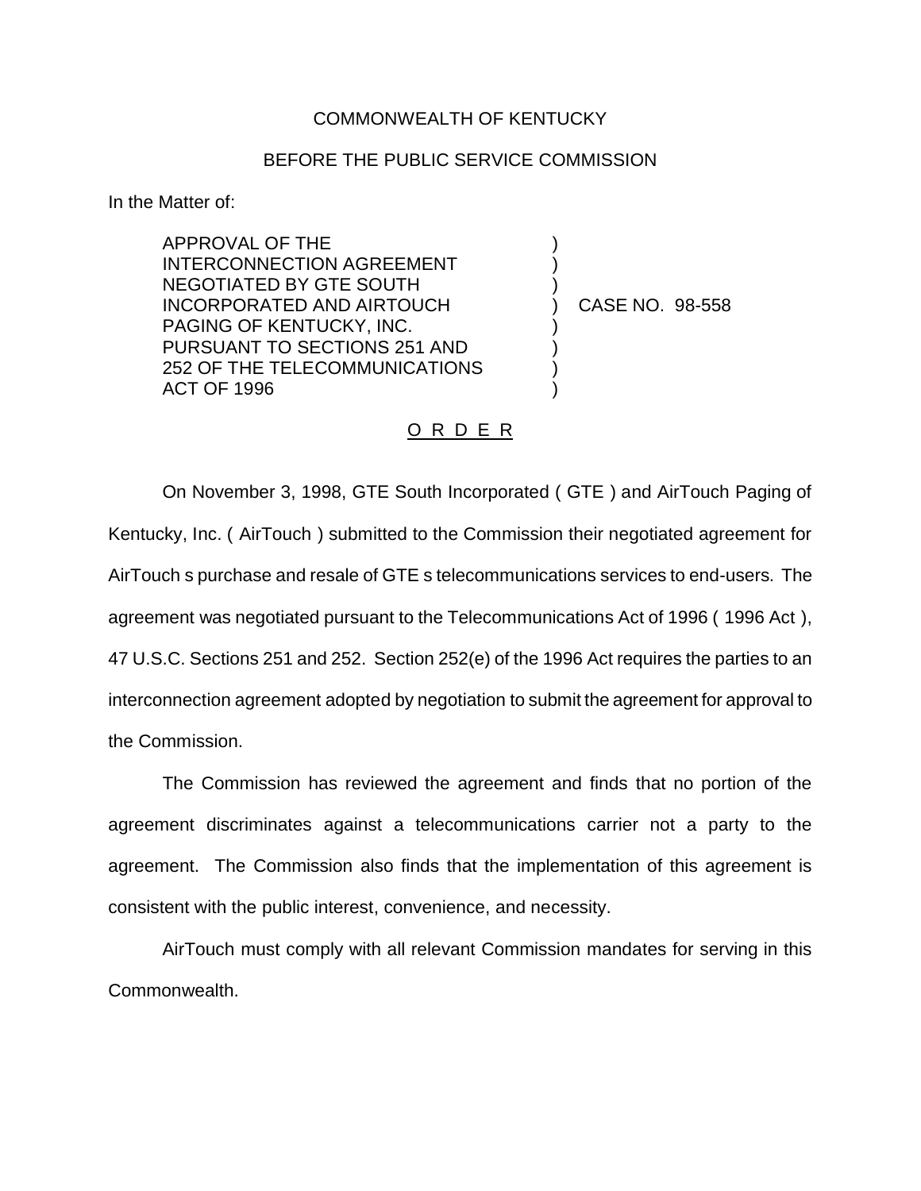COMMONWEALTH OF KENTUCKY

BEFORE THE PUBLIC SERVICE COMMISSION

In the Matter of:

APPROVAL OF THE INTERCONNECTION AGREEMENT NEGOTIATED BY GTE SOUTH INCORPORATED AND AIRTOUCH PAGING OF KENTUCKY, INC. PURSUANT TO SECTIONS 251 AND 252 OF THE TELECOMMUNICATIONS ACT OF 1996 ) CASE NO. 98-558

O R D E R

On November 3, 1998, GTE South Incorporated ( GTE ) and AirTouch Paging of Kentucky, Inc. ( AirTouch ) submitted to the Commission their negotiated agreement for AirTouch s purchase and resale of GTE s telecommunications services to end-users. The agreement was negotiated pursuant to the Telecommunications Act of 1996 ( 1996 Act ), 47 U.S.C. Sections 251 and 252. Section 252(e) of the 1996 Act requires the parties to an interconnection agreement adopted by negotiation to submit the agreement for approval to the Commission.

The Commission has reviewed the agreement and finds that no portion of the agreement discriminates against a telecommunications carrier not a party to the agreement. The Commission also finds that the implementation of this agreement is consistent with the public interest, convenience, and necessity.

AirTouch must comply with all relevant Commission mandates for serving in this Commonwealth.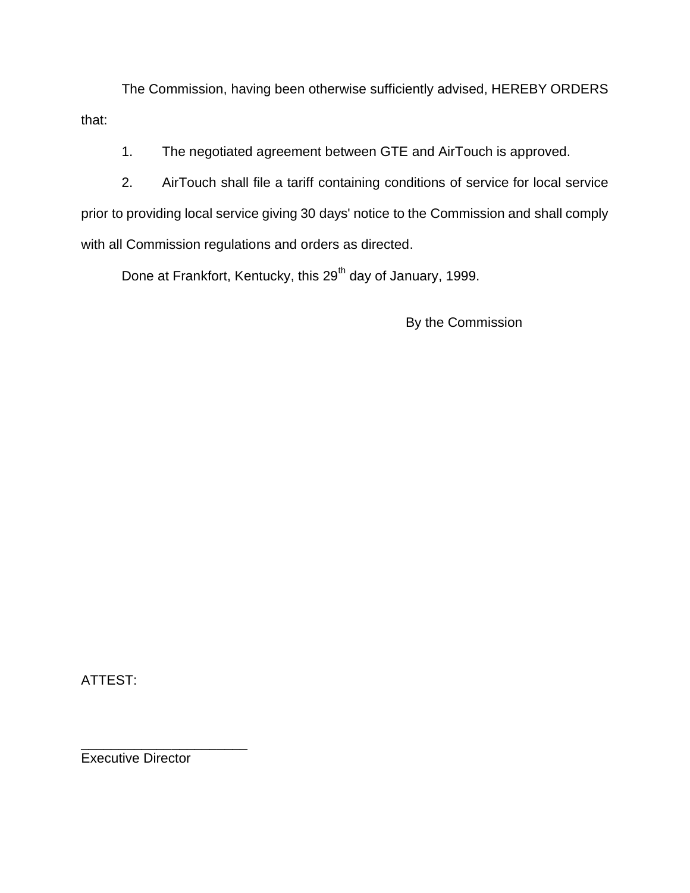The Commission, having been otherwise sufficiently advised, HEREBY ORDERS that:

1. The negotiated agreement between GTE and AirTouch is approved.

2. AirTouch shall file a tariff containing conditions of service for local service prior to providing local service giving 30 days' notice to the Commission and shall comply with all Commission regulations and orders as directed.

Done at Frankfort, Kentucky, this 29th day of January, 1999.

By the Commission

ATTEST:

_______________________

Executive Director